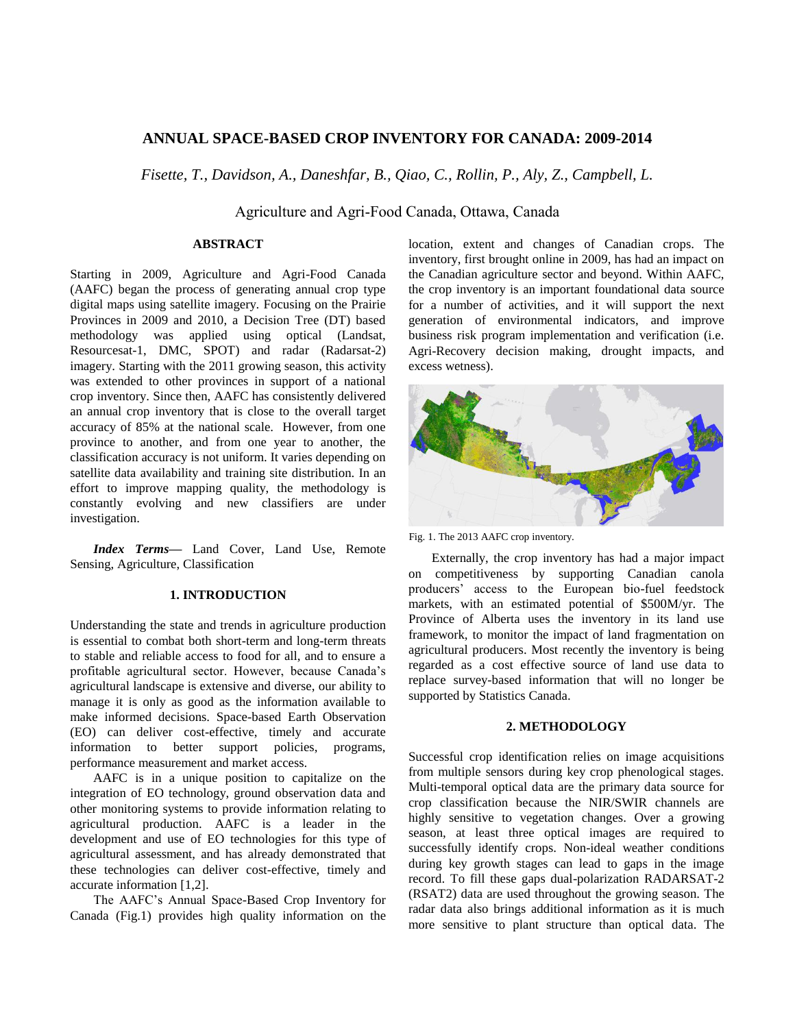# ANNUAL SPACE-BASED CROP INVENTORY FOR CANADA: 2009-2014

*Fisette, T., Davidson, A., Daneshfar, B., Qiao, C., Rollin, P., Aly, Z., Campbell, L.*

Agriculture and Agri-Food Canada, Ottawa, Canada

## ABSTRACT

Starting in 2009, Agriculture and Agri-Food Canada (AAFC) began the process of generating annual crop type digital maps using satellite imagery. Focusing on the Prairie Provinces in 2009 and 2010, a Decision Tree (DT) based methodology was applied using optical (Landsat, Resourcesat-1, DMC, SPOT) and radar (Radarsat-2) imagery. Starting with the 2011 growing season, this activity was extended to other provinces in support of a national crop inventory. Since then, AAFC has consistently delivered an annual crop inventory that is close to the overall target accuracy of 85% at the national scale. However, from one province to another, and from one year to another, the classification accuracy is not uniform. It varies depending on satellite data availability and training site distribution. In an effort to improve mapping quality, the methodology is constantly evolving and new classifiers are under investigation.

***Index Terms*—** Land Cover, Land Use, Remote Sensing, Agriculture, Classification

## 1. INTRODUCTION

Understanding the state and trends in agriculture production is essential to combat both short-term and long-term threats to stable and reliable access to food for all, and to ensure a profitable agricultural sector. However, because Canada's agricultural landscape is extensive and diverse, our ability to manage it is only as good as the information available to make informed decisions. Space-based Earth Observation (EO) can deliver cost-effective, timely and accurate information to better support policies, programs, performance measurement and market access.

AAFC is in a unique position to capitalize on the integration of EO technology, ground observation data and other monitoring systems to provide information relating to agricultural production. AAFC is a leader in the development and use of EO technologies for this type of agricultural assessment, and has already demonstrated that these technologies can deliver cost-effective, timely and accurate information [1,2].

The AAFC's Annual Space-Based Crop Inventory for Canada (Fig.1) provides high quality information on the location, extent and changes of Canadian crops. The inventory, first brought online in 2009, has had an impact on the Canadian agriculture sector and beyond. Within AAFC, the crop inventory is an important foundational data source for a number of activities, and it will support the next generation of environmental indicators, and improve business risk program implementation and verification (i.e. Agri-Recovery decision making, drought impacts, and excess wetness).

Fig. 1. The 2013 AAFC crop inventory.

Externally, the crop inventory has had a major impact on competitiveness by supporting Canadian canola producers' access to the European bio-fuel feedstock markets, with an estimated potential of $500M/yr. The Province of Alberta uses the inventory in its land use framework, to monitor the impact of land fragmentation on agricultural producers. Most recently the inventory is being regarded as a cost effective source of land use data to replace survey-based information that will no longer be supported by Statistics Canada.

## 2. METHODOLOGY

Successful crop identification relies on image acquisitions from multiple sensors during key crop phenological stages. Multi-temporal optical data are the primary data source for crop classification because the NIR/SWIR channels are highly sensitive to vegetation changes. Over a growing season, at least three optical images are required to successfully identify crops. Non-ideal weather conditions during key growth stages can lead to gaps in the image record. To fill these gaps dual-polarization RADARSAT-2 (RSAT2) data are used throughout the growing season. The radar data also brings additional information as it is much more sensitive to plant structure than optical data. The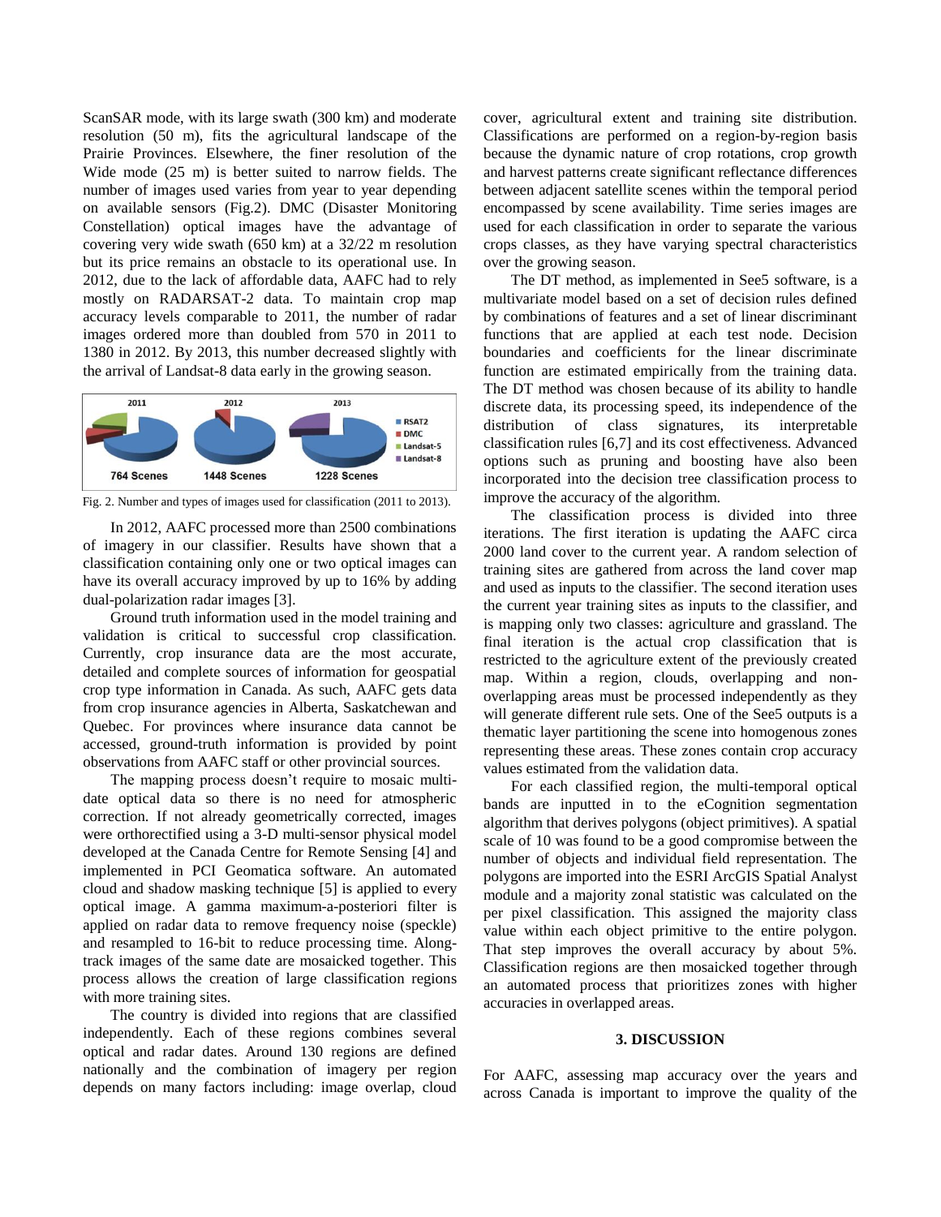ScanSAR mode, with its large swath (300 km) and moderate resolution (50 m), fits the agricultural landscape of the Prairie Provinces. Elsewhere, the finer resolution of the Wide mode (25 m) is better suited to narrow fields. The number of images used varies from year to year depending on available sensors (Fig.2). DMC (Disaster Monitoring Constellation) optical images have the advantage of covering very wide swath (650 km) at a 32/22 m resolution but its price remains an obstacle to its operational use. In 2012, due to the lack of affordable data, AAFC had to rely mostly on RADARSAT-2 data. To maintain crop map accuracy levels comparable to 2011, the number of radar images ordered more than doubled from 570 in 2011 to 1380 in 2012. By 2013, this number decreased slightly with the arrival of Landsat-8 data early in the growing season.

Fig. 2. Number and types of images used for classification (2011 to 2013).

In 2012, AAFC processed more than 2500 combinations of imagery in our classifier. Results have shown that a classification containing only one or two optical images can have its overall accuracy improved by up to 16% by adding dual-polarization radar images [3].

Ground truth information used in the model training and validation is critical to successful crop classification. Currently, crop insurance data are the most accurate, detailed and complete sources of information for geospatial crop type information in Canada. As such, AAFC gets data from crop insurance agencies in Alberta, Saskatchewan and Quebec. For provinces where insurance data cannot be accessed, ground-truth information is provided by point observations from AAFC staff or other provincial sources.

The mapping process doesn't require to mosaic multi-date optical data so there is no need for atmospheric correction. If not already geometrically corrected, images were orthorectified using a 3-D multi-sensor physical model developed at the Canada Centre for Remote Sensing [4] and implemented in PCI Geomatica software. An automated cloud and shadow masking technique [5] is applied to every optical image. A gamma maximum-a-posteriori filter is applied on radar data to remove frequency noise (speckle) and resampled to 16-bit to reduce processing time. Along-track images of the same date are mosaicked together. This process allows the creation of large classification regions with more training sites.

The country is divided into regions that are classified independently. Each of these regions combines several optical and radar dates. Around 130 regions are defined nationally and the combination of imagery per region depends on many factors including: image overlap, cloud cover, agricultural extent and training site distribution. Classifications are performed on a region-by-region basis because the dynamic nature of crop rotations, crop growth and harvest patterns create significant reflectance differences between adjacent satellite scenes within the temporal period encompassed by scene availability. Time series images are used for each classification in order to separate the various crops classes, as they have varying spectral characteristics over the growing season.

The DT method, as implemented in See5 software, is a multivariate model based on a set of decision rules defined by combinations of features and a set of linear discriminant functions that are applied at each test node. Decision boundaries and coefficients for the linear discriminate function are estimated empirically from the training data. The DT method was chosen because of its ability to handle discrete data, its processing speed, its independence of the distribution of class signatures, its interpretable classification rules [6,7] and its cost effectiveness. Advanced options such as pruning and boosting have also been incorporated into the decision tree classification process to improve the accuracy of the algorithm.

The classification process is divided into three iterations. The first iteration is updating the AAFC circa 2000 land cover to the current year. A random selection of training sites are gathered from across the land cover map and used as inputs to the classifier. The second iteration uses the current year training sites as inputs to the classifier, and is mapping only two classes: agriculture and grassland. The final iteration is the actual crop classification that is restricted to the agriculture extent of the previously created map. Within a region, clouds, overlapping and non-overlapping areas must be processed independently as they will generate different rule sets. One of the See5 outputs is a thematic layer partitioning the scene into homogenous zones representing these areas. These zones contain crop accuracy values estimated from the validation data.

For each classified region, the multi-temporal optical bands are inputted in to the eCognition segmentation algorithm that derives polygons (object primitives). A spatial scale of 10 was found to be a good compromise between the number of objects and individual field representation. The polygons are imported into the ESRI ArcGIS Spatial Analyst module and a majority zonal statistic was calculated on the per pixel classification. This assigned the majority class value within each object primitive to the entire polygon. That step improves the overall accuracy by about 5%. Classification regions are then mosaicked together through an automated process that prioritizes zones with higher accuracies in overlapped areas.

## 3. DISCUSSION

For AAFC, assessing map accuracy over the years and across Canada is important to improve the quality of the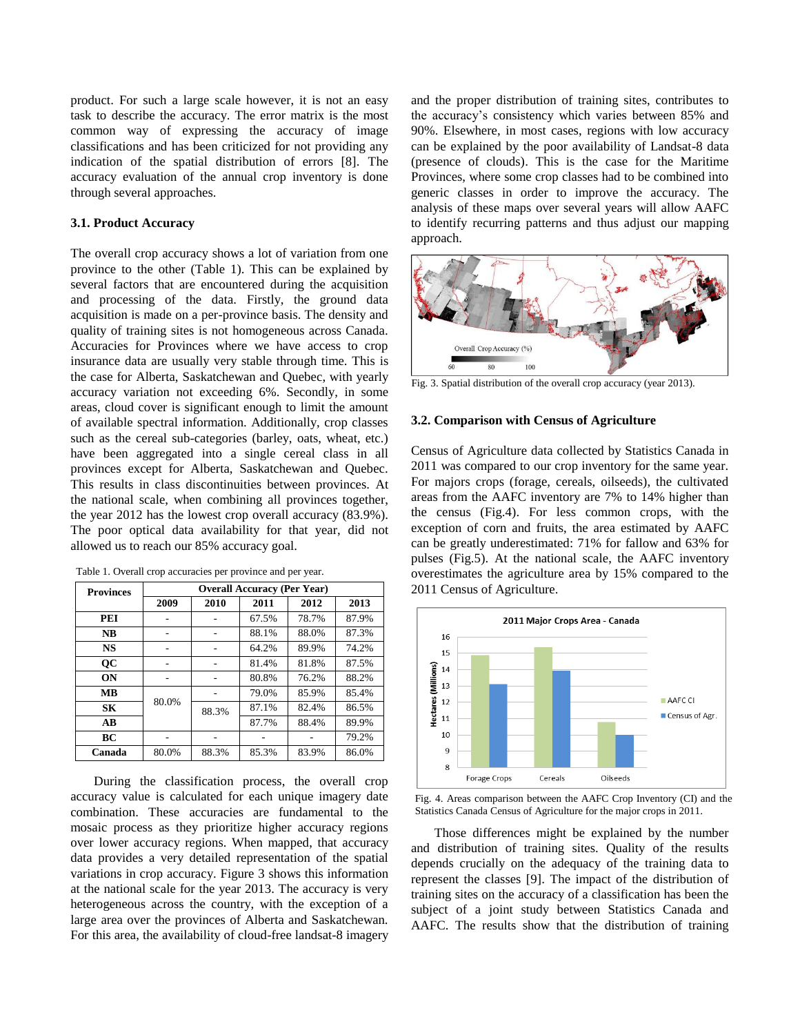product. For such a large scale however, it is not an easy task to describe the accuracy. The error matrix is the most common way of expressing the accuracy of image classifications and has been criticized for not providing any indication of the spatial distribution of errors [8]. The accuracy evaluation of the annual crop inventory is done through several approaches.

### 3.1. Product Accuracy

The overall crop accuracy shows a lot of variation from one province to the other (Table 1). This can be explained by several factors that are encountered during the acquisition and processing of the data. Firstly, the ground data acquisition is made on a per-province basis. The density and quality of training sites is not homogeneous across Canada. Accuracies for Provinces where we have access to crop insurance data are usually very stable through time. This is the case for Alberta, Saskatchewan and Quebec, with yearly accuracy variation not exceeding 6%. Secondly, in some areas, cloud cover is significant enough to limit the amount of available spectral information. Additionally, crop classes such as the cereal sub-categories (barley, oats, wheat, etc.) have been aggregated into a single cereal class in all provinces except for Alberta, Saskatchewan and Quebec. This results in class discontinuities between provinces. At the national scale, when combining all provinces together, the year 2012 has the lowest crop overall accuracy (83.9%). The poor optical data availability for that year, did not allowed us to reach our 85% accuracy goal.

Table 1. Overall crop accuracies per province and per year.

| Provinces | Overall Accuracy (Per Year) | | | | |
|---|---|---|---|---|---|
| | 2009 | 2010 | 2011 | 2012 | 2013 |
| **PEI** | - | - | 67.5% | 78.7% | 87.9% |
| **NB** | - | - | 88.1% | 88.0% | 87.3% |
| **NS** | - | - | 64.2% | 89.9% | 74.2% |
| **QC** | - | - | 81.4% | 81.8% | 87.5% |
| **ON** | - | - | 80.8% | 76.2% | 88.2% |
| **MB** | 80.0% | - | 79.0% | 85.9% | 85.4% |
| **SK** | | 88.3% | 87.1% | 82.4% | 86.5% |
| **AB** | | | 87.7% | 88.4% | 89.9% |
| **BC** | - | - | - | - | 79.2% |
| **Canada** | 80.0% | 88.3% | 85.3% | 83.9% | 86.0% |

During the classification process, the overall crop accuracy value is calculated for each unique imagery date combination. These accuracies are fundamental to the mosaic process as they prioritize higher accuracy regions over lower accuracy regions. When mapped, that accuracy data provides a very detailed representation of the spatial variations in crop accuracy. Figure 3 shows this information at the national scale for the year 2013. The accuracy is very heterogeneous across the country, with the exception of a large area over the provinces of Alberta and Saskatchewan. For this area, the availability of cloud-free landsat-8 imagery and the proper distribution of training sites, contributes to the accuracy's consistency which varies between 85% and 90%. Elsewhere, in most cases, regions with low accuracy can be explained by the poor availability of Landsat-8 data (presence of clouds). This is the case for the Maritime Provinces, where some crop classes had to be combined into generic classes in order to improve the accuracy. The analysis of these maps over several years will allow AAFC to identify recurring patterns and thus adjust our mapping approach.

Fig. 3. Spatial distribution of the overall crop accuracy (year 2013).

### 3.2. Comparison with Census of Agriculture

Census of Agriculture data collected by Statistics Canada in 2011 was compared to our crop inventory for the same year. For majors crops (forage, cereals, oilseeds), the cultivated areas from the AAFC inventory are 7% to 14% higher than the census (Fig.4). For less common crops, with the exception of corn and fruits, the area estimated by AAFC can be greatly underestimated: 71% for fallow and 63% for pulses (Fig.5). At the national scale, the AAFC inventory overestimates the agriculture area by 15% compared to the 2011 Census of Agriculture.

Fig. 4. Areas comparison between the AAFC Crop Inventory (CI) and the Statistics Canada Census of Agriculture for the major crops in 2011.

Those differences might be explained by the number and distribution of training sites. Quality of the results depends crucially on the adequacy of the training data to represent the classes [9]. The impact of the distribution of training sites on the accuracy of a classification has been the subject of a joint study between Statistics Canada and AAFC. The results show that the distribution of training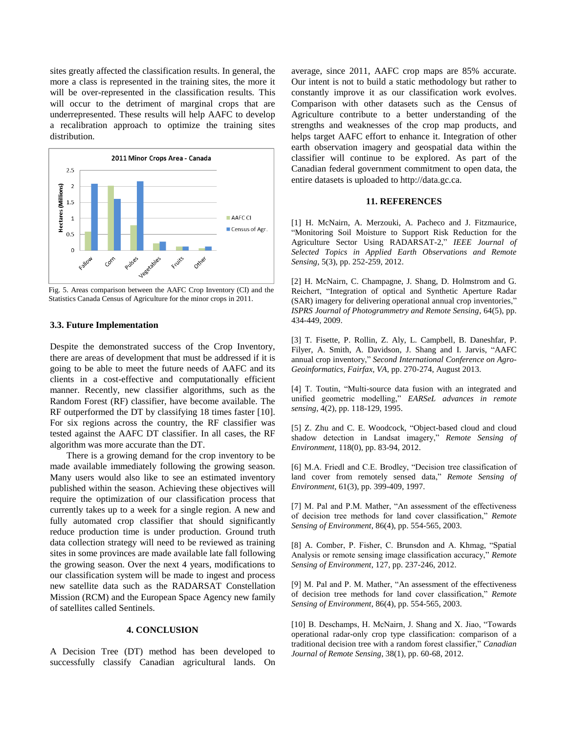sites greatly affected the classification results. In general, the more a class is represented in the training sites, the more it will be over-represented in the classification results. This will occur to the detriment of marginal crops that are underrepresented. These results will help AAFC to develop a recalibration approach to optimize the training sites distribution.

2011 Minor Crops Area - Canada

Hectares (Millions)

2.5
2
1.5
1
0.5
0

Fallow
Corn
Pulses
Vegetables
Fruits
Other

AAFC CI
Census of Agr.

Fig. 5. Areas comparison between the AAFC Crop Inventory (CI) and the Statistics Canada Census of Agriculture for the minor crops in 2011.

### 3.3. Future Implementation

Despite the demonstrated success of the Crop Inventory, there are areas of development that must be addressed if it is going to be able to meet the future needs of AAFC and its clients in a cost-effective and computationally efficient manner. Recently, new classifier algorithms, such as the Random Forest (RF) classifier, have become available. The RF outperformed the DT by classifying 18 times faster [10]. For six regions across the country, the RF classifier was tested against the AAFC DT classifier. In all cases, the RF algorithm was more accurate than the DT.

There is a growing demand for the crop inventory to be made available immediately following the growing season. Many users would also like to see an estimated inventory published within the season. Achieving these objectives will require the optimization of our classification process that currently takes up to a week for a single region. A new and fully automated crop classifier that should significantly reduce production time is under production. Ground truth data collection strategy will need to be reviewed as training sites in some provinces are made available late fall following the growing season. Over the next 4 years, modifications to our classification system will be made to ingest and process new satellite data such as the RADARSAT Constellation Mission (RCM) and the European Space Agency new family of satellites called Sentinels.

## 4. CONCLUSION

A Decision Tree (DT) method has been developed to successfully classify Canadian agricultural lands. On average, since 2011, AAFC crop maps are 85% accurate. Our intent is not to build a static methodology but rather to constantly improve it as our classification work evolves. Comparison with other datasets such as the Census of Agriculture contribute to a better understanding of the strengths and weaknesses of the crop map products, and helps target AAFC effort to enhance it. Integration of other earth observation imagery and geospatial data within the classifier will continue to be explored. As part of the Canadian federal government commitment to open data, the entire datasets is uploaded to http://data.gc.ca.

## 11. REFERENCES

[1] H. McNairn, A. Merzouki, A. Pacheco and J. Fitzmaurice, "Monitoring Soil Moisture to Support Risk Reduction for the Agriculture Sector Using RADARSAT-2," *IEEE Journal of Selected Topics in Applied Earth Observations and Remote Sensing*, 5(3), pp. 252-259, 2012.

[2] H. McNairn, C. Champagne, J. Shang, D. Holmstrom and G. Reichert, "Integration of optical and Synthetic Aperture Radar (SAR) imagery for delivering operational annual crop inventories," *ISPRS Journal of Photogrammetry and Remote Sensing*, 64(5), pp. 434-449, 2009.

[3] T. Fisette, P. Rollin, Z. Aly, L. Campbell, B. Daneshfar, P. Filyer, A. Smith, A. Davidson, J. Shang and I. Jarvis, "AAFC annual crop inventory," *Second International Conference on Agro-Geoinformatics, Fairfax, VA*, pp. 270-274, August 2013.

[4] T. Toutin, "Multi-source data fusion with an integrated and unified geometric modelling," *EARSeL advances in remote sensing*, 4(2), pp. 118-129, 1995.

[5] Z. Zhu and C. E. Woodcock, "Object-based cloud and cloud shadow detection in Landsat imagery," *Remote Sensing of Environment*, 118(0), pp. 83-94, 2012.

[6] M.A. Friedl and C.E. Brodley, "Decision tree classification of land cover from remotely sensed data," *Remote Sensing of Environment*, 61(3), pp. 399-409, 1997.

[7] M. Pal and P.M. Mather, "An assessment of the effectiveness of decision tree methods for land cover classification," *Remote Sensing of Environment*, 86(4), pp. 554-565, 2003.

[8] A. Comber, P. Fisher, C. Brunsdon and A. Khmag, "Spatial Analysis or remote sensing image classification accuracy," *Remote Sensing of Environment*, 127, pp. 237-246, 2012.

[9] M. Pal and P. M. Mather, "An assessment of the effectiveness of decision tree methods for land cover classification," *Remote Sensing of Environment*, 86(4), pp. 554-565, 2003.

[10] B. Deschamps, H. McNairn, J. Shang and X. Jiao, "Towards operational radar-only crop type classification: comparison of a traditional decision tree with a random forest classifier," *Canadian Journal of Remote Sensing*, 38(1), pp. 60-68, 2012.